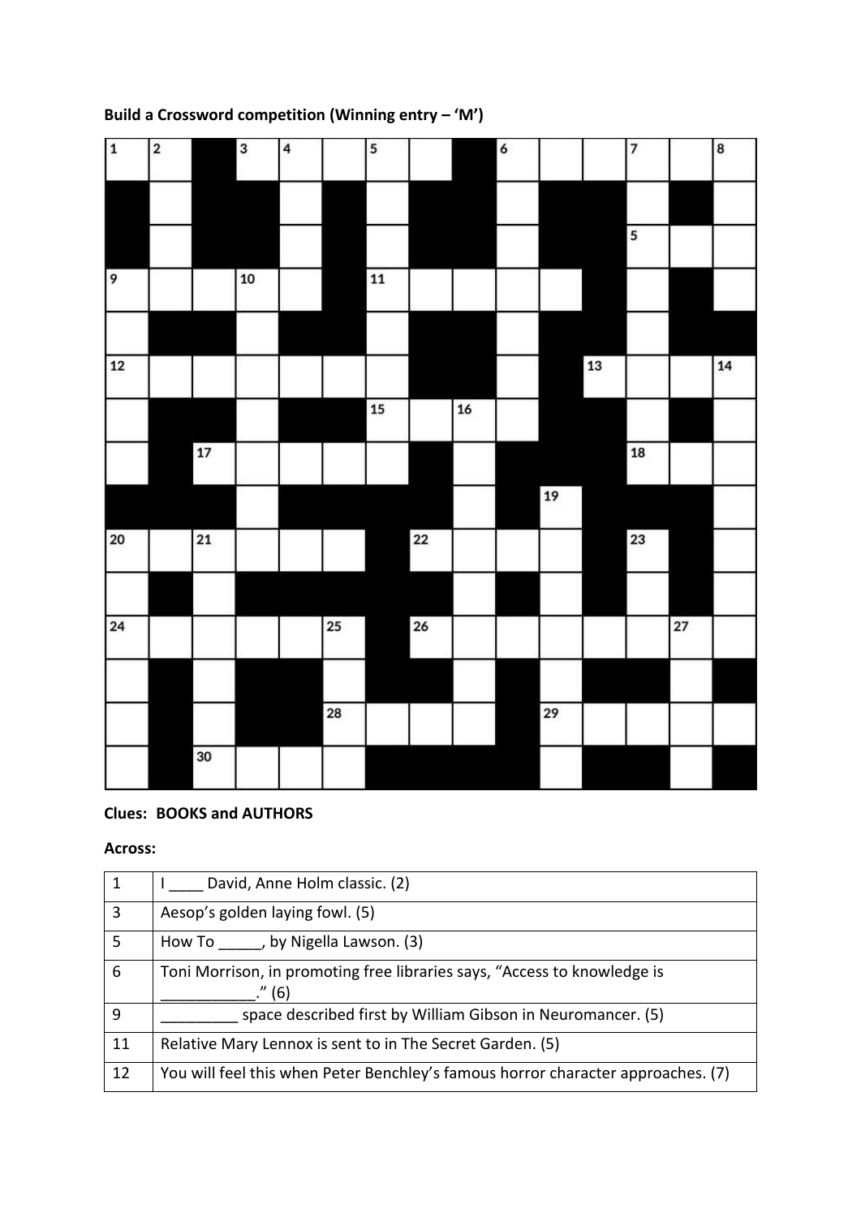**Build a Crossword competition (Winning entry – 'M')**

**Clues: BOOKS and AUTHORS**

**Across:**

| | |
|---|---|
| 1 | I ____ David, Anne Holm classic. (2) |
| 3 | Aesop's golden laying fowl. (5) |
| 5 | How To _____, by Nigella Lawson. (3) |
| 6 | Toni Morrison, in promoting free libraries says, "Access to knowledge is ___________." (6) |
| 9 | _________ space described first by William Gibson in Neuromancer. (5) |
| 11 | Relative Mary Lennox is sent to in The Secret Garden. (5) |
| 12 | You will feel this when Peter Benchley's famous horror character approaches. (7) |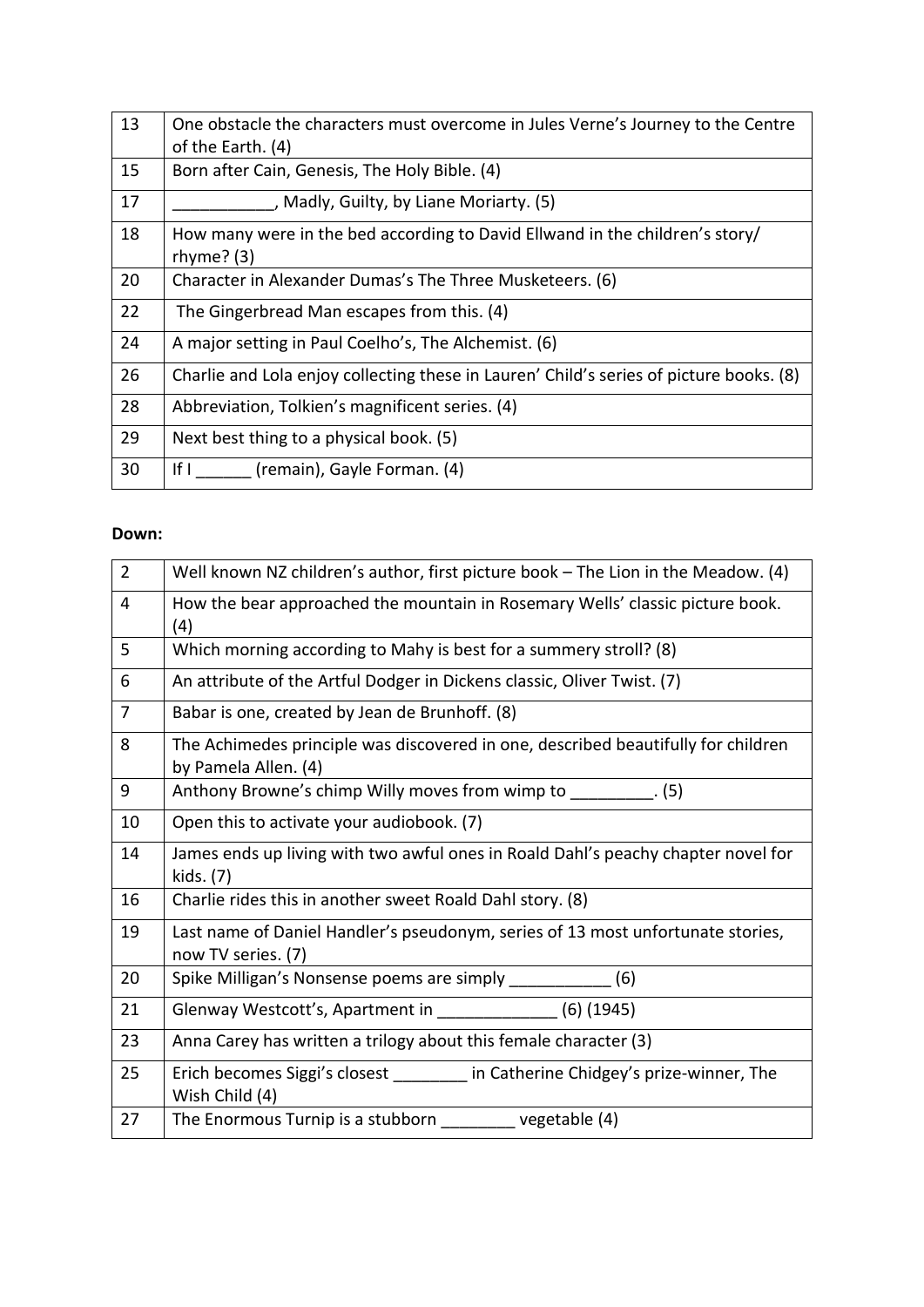| | |
|---|---|
| 13 | One obstacle the characters must overcome in Jules Verne's Journey to the Centre of the Earth. (4) |
| 15 | Born after Cain, Genesis, The Holy Bible. (4) |
| 17 | ___________, Madly, Guilty, by Liane Moriarty. (5) |
| 18 | How many were in the bed according to David Ellwand in the children's story/ rhyme? (3) |
| 20 | Character in Alexander Dumas's The Three Musketeers. (6) |
| 22 | The Gingerbread Man escapes from this. (4) |
| 24 | A major setting in Paul Coelho's, The Alchemist. (6) |
| 26 | Charlie and Lola enjoy collecting these in Lauren' Child's series of picture books. (8) |
| 28 | Abbreviation, Tolkien's magnificent series. (4) |
| 29 | Next best thing to a physical book. (5) |
| 30 | If I ______ (remain), Gayle Forman. (4) |

**Down:**

| | |
|---|---|
| 2 | Well known NZ children's author, first picture book – The Lion in the Meadow. (4) |
| 4 | How the bear approached the mountain in Rosemary Wells' classic picture book. (4) |
| 5 | Which morning according to Mahy is best for a summery stroll? (8) |
| 6 | An attribute of the Artful Dodger in Dickens classic, Oliver Twist. (7) |
| 7 | Babar is one, created by Jean de Brunhoff. (8) |
| 8 | The Achimedes principle was discovered in one, described beautifully for children by Pamela Allen. (4) |
| 9 | Anthony Browne's chimp Willy moves from wimp to _________. (5) |
| 10 | Open this to activate your audiobook. (7) |
| 14 | James ends up living with two awful ones in Roald Dahl's peachy chapter novel for kids. (7) |
| 16 | Charlie rides this in another sweet Roald Dahl story. (8) |
| 19 | Last name of Daniel Handler's pseudonym, series of 13 most unfortunate stories, now TV series. (7) |
| 20 | Spike Milligan's Nonsense poems are simply ___________ (6) |
| 21 | Glenway Westcott's, Apartment in _____________ (6) (1945) |
| 23 | Anna Carey has written a trilogy about this female character (3) |
| 25 | Erich becomes Siggi's closest ________ in Catherine Chidgey's prize-winner, The Wish Child (4) |
| 27 | The Enormous Turnip is a stubborn ________ vegetable (4) |